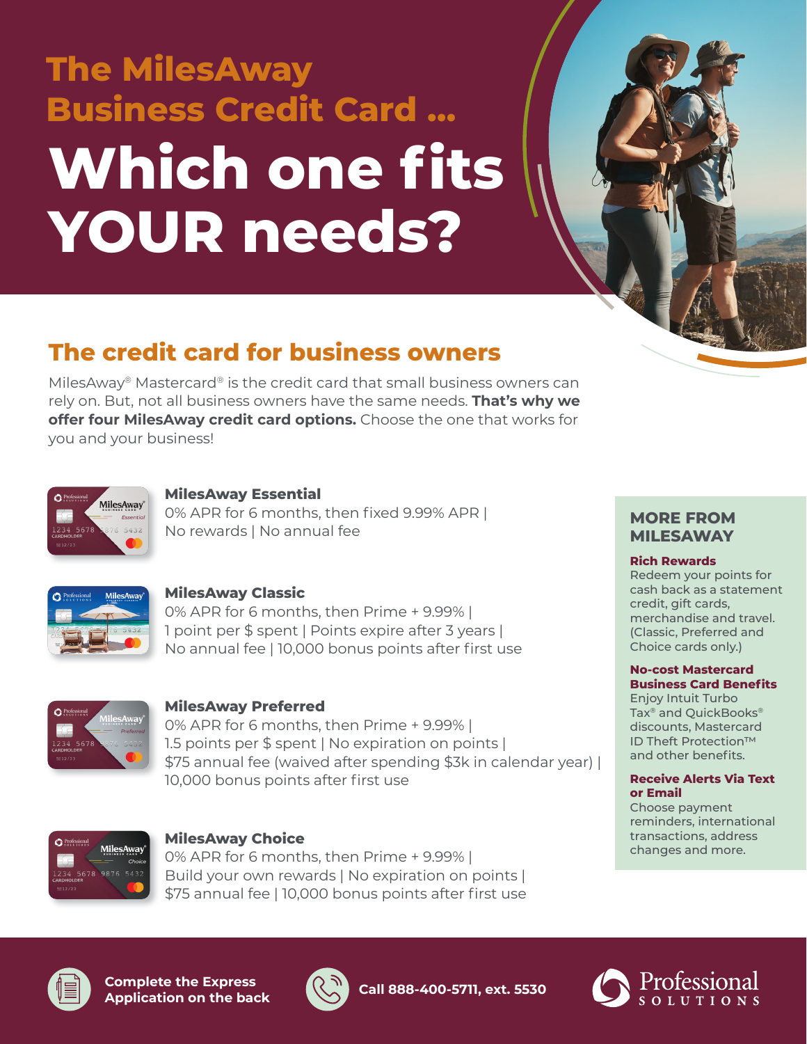# The MilesAway Business Credit Card …

# Which one fits YOUR needs?

## The credit card for business owners

MilesAway® Mastercard® is the credit card that small business owners can rely on. But, not all business owners have the same needs. **That's why we offer four MilesAway credit card options.** Choose the one that works for you and your business!

### MilesAway Essential

0% APR for 6 months, then fixed 9.99% APR | No rewards | No annual fee

### MilesAway Classic

0% APR for 6 months, then Prime + 9.99% | 1 point per $ spent | Points expire after 3 years | No annual fee | 10,000 bonus points after first use

### MilesAway Preferred

0% APR for 6 months, then Prime + 9.99% | 1.5 points per $ spent | No expiration on points | $75 annual fee (waived after spending $3k in calendar year) | 10,000 bonus points after first use

### MilesAway Choice

0% APR for 6 months, then Prime + 9.99% | Build your own rewards | No expiration on points | $75 annual fee | 10,000 bonus points after first use

## MORE FROM MILESAWAY

**Rich Rewards**
Redeem your points for cash back as a statement credit, gift cards, merchandise and travel. (Classic, Preferred and Choice cards only.)

**No-cost Mastercard Business Card Benefits**
Enjoy Intuit Turbo Tax® and QuickBooks® discounts, Mastercard ID Theft Protection™ and other benefits.

**Receive Alerts Via Text or Email**
Choose payment reminders, international transactions, address changes and more.

**Complete the Express Application on the back**

**Call 888-400-5711, ext. 5530**

Professional SOLUTIONS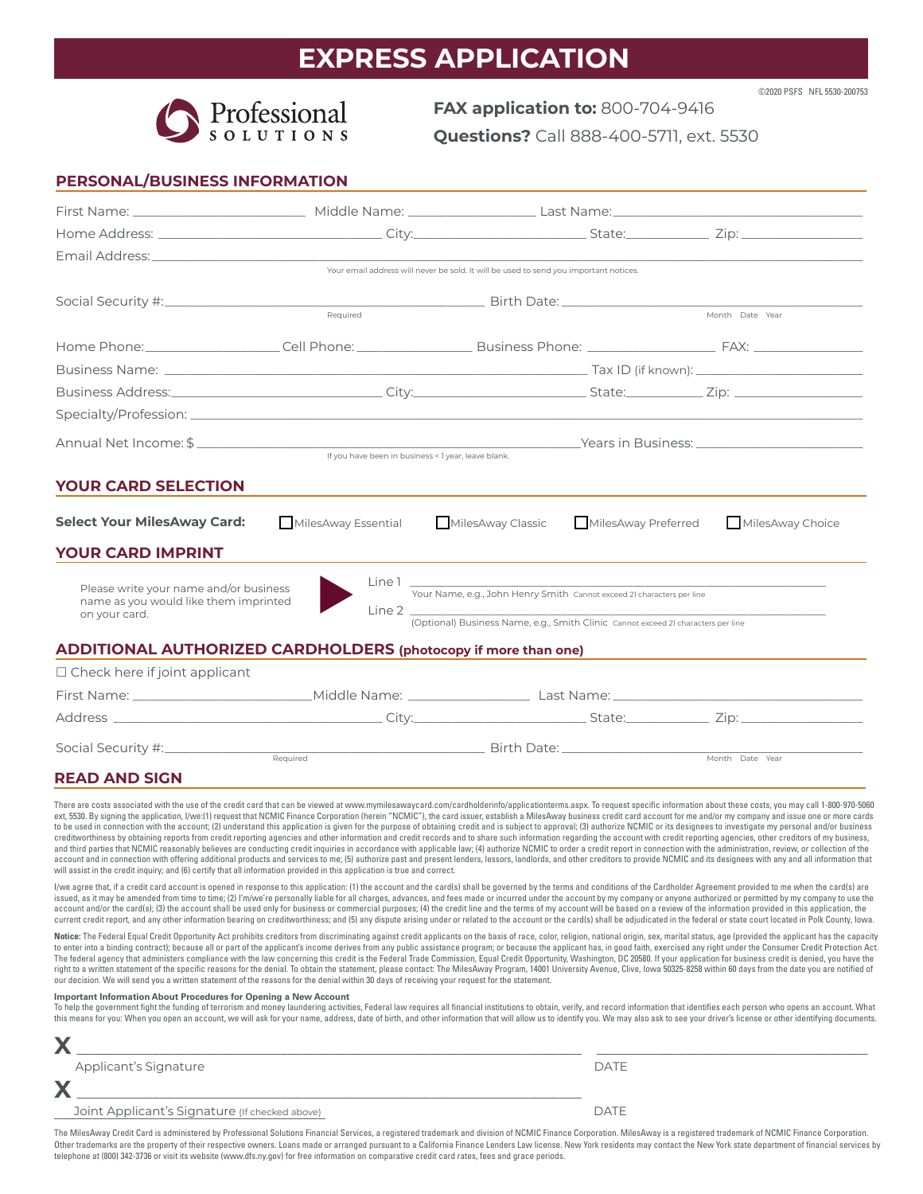# EXPRESS APPLICATION

©2020 PSFS NFL 5530-200753

Professional SOLUTIONS

**FAX application to:** 800-704-9416

**Questions?** Call 888-400-5711, ext. 5530

## PERSONAL/BUSINESS INFORMATION

First Name: ______________________ Middle Name: ________________ Last Name: ______________________________

Home Address: ____________________________ City: ______________________ State: ___________ Zip: _______________

Email Address: ________________________________________________________________________________________

Your email address will never be sold. It will be used to send you important notices.

Social Security #: ________________________________________ Birth Date: ______________________________

Required | Month Date Year

Home Phone: __________________ Cell Phone: ______________ Business Phone: ________________ FAX: ______________

Business Name: ______________________________________________________ Tax ID (if known): _____________________

Business Address: ____________________________ City: ______________________ State: __________ Zip: _______________

Specialty/Profession: ___________________________________________________________________________________

Annual Net Income: $ ________________________________________________ Years in Business: _____________________

If you have been in business < 1 year, leave blank.

## YOUR CARD SELECTION

**Select Your MilesAway Card:** ☐ MilesAway Essential ☐ MilesAway Classic ☐ MilesAway Preferred ☐ MilesAway Choice

## YOUR CARD IMPRINT

Please write your name and/or business name as you would like them imprinted on your card.

Line 1 ____________________________________________________________

Your Name, e.g., John Henry Smith Cannot exceed 21 characters per line

Line 2 ____________________________________________________________

(Optional) Business Name, e.g., Smith Clinic Cannot exceed 21 characters per line

## ADDITIONAL AUTHORIZED CARDHOLDERS (photocopy if more than one)

☐ Check here if joint applicant

First Name: ______________________ Middle Name: ________________ Last Name: ______________________________

Address ____________________________________ City: ______________________ State: ___________ Zip: _______________

Social Security #: ________________________________________ Birth Date: ______________________________

Required | Month Date Year

## READ AND SIGN

There are costs associated with the use of the credit card that can be viewed at www.mymilesawaycard.com/cardholderinfo/applicationterms.aspx. To request specific information about these costs, you may call 1-800-970-5060 ext, 5530. By signing the application, I/we:(1) request that NCMIC Finance Corporation (herein "NCMIC"), the card issuer, establish a MilesAway business credit card account for me and/or my company and issue one or more cards to be used in connection with the account; (2) understand this application is given for the purpose of obtaining credit and is subject to approval; (3) authorize NCMIC or its designees to investigate my personal and/or business creditworthiness by obtaining reports from credit reporting agencies and other information and credit records and to share such information regarding the account with credit reporting agencies, other creditors of my business, and third parties that NCMIC reasonably believes are conducting credit inquiries in accordance with applicable law; (4) authorize NCMIC to order a credit report in connection with the administration, review, or collection of the account and in connection with offering additional products and services to me; (5) authorize past and present lenders, lessors, landlords, and other creditors to provide NCMIC and its designees with any and all information that will assist in the credit inquiry; and (6) certify that all information provided in this application is true and correct.

I/we agree that, if a credit card account is opened in response to this application: (1) the account and the card(s) shall be governed by the terms and conditions of the Cardholder Agreement provided to me when the card(s) are issued, as it may be amended from time to time; (2) I'm/we're personally liable for all charges, advances, and fees made or incurred under the account by my company or anyone authorized or permitted by my company to use the account and/or the card(s); (3) the account shall be used only for business or commercial purposes; (4) the credit line and the terms of my account will be based on a review of the information provided in this application, the current credit report, and any other information bearing on creditworthiness; and (5) any dispute arising under or related to the account or the card(s) shall be adjudicated in the federal or state court located in Polk County, Iowa.

**Notice:** The Federal Equal Credit Opportunity Act prohibits creditors from discriminating against credit applicants on the basis of race, color, religion, national origin, sex, marital status, age (provided the applicant has the capacity to enter into a binding contract); because all or part of the applicant's income derives from any public assistance program; or because the applicant has, in good faith, exercised any right under the Consumer Credit Protection Act. The federal agency that administers compliance with the law concerning this credit is the Federal Trade Commission, Equal Credit Opportunity, Washington, DC 20580. If your application for business credit is denied, you have the right to a written statement of the specific reasons for the denial. To obtain the statement, please contact: The MilesAway Program, 14001 University Avenue, Clive, Iowa 50325-8258 within 60 days from the date you are notified of our decision. We will send you a written statement of the reasons for the denial within 30 days of receiving your request for the statement.

**Important Information About Procedures for Opening a New Account**

To help the government fight the funding of terrorism and money laundering activities, Federal law requires all financial institutions to obtain, verify, and record information that identifies each person who opens an account. What this means for you: When you open an account, we will ask for your name, address, date of birth, and other information that will allow us to identify you. We may also ask to see your driver's license or other identifying documents.

X ____________________________________________________________ ______________________________

Applicant's Signature | DATE

X ____________________________________________________________

Joint Applicant's Signature (If checked above) | DATE

The MilesAway Credit Card is administered by Professional Solutions Financial Services, a registered trademark and division of NCMIC Finance Corporation. MilesAway is a registered trademark of NCMIC Finance Corporation. Other trademarks are the property of their respective owners. Loans made or arranged pursuant to a California Finance Lenders Law license. New York residents may contact the New York state department of financial services by telephone at (800) 342-3736 or visit its website (www.dfs.ny.gov) for free information on comparative credit card rates, fees and grace periods.